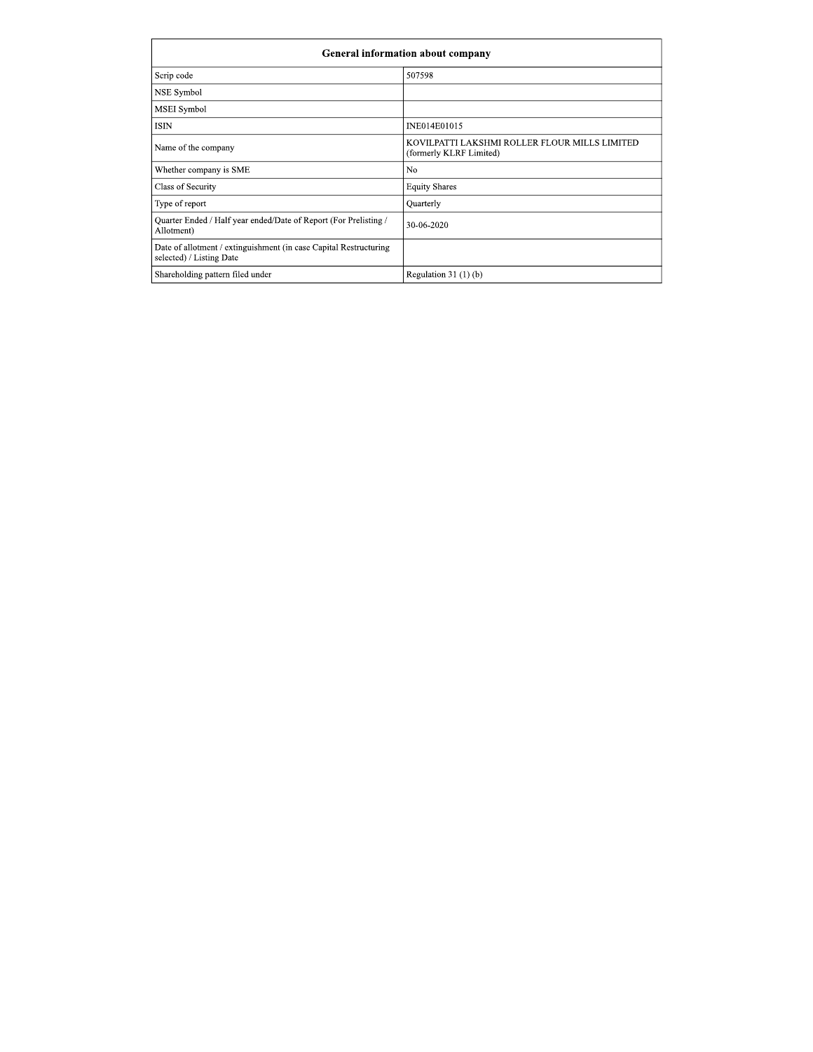| General information about company | |
|---|---|
| Scrip code | 507598 |
| NSE Symbol | |
| MSEI Symbol | |
| ISIN | INE014E01015 |
| Name of the company | KOVILPATTI LAKSHMI ROLLER FLOUR MILLS LIMITED (formerly KLRF Limited) |
| Whether company is SME | No |
| Class of Security | Equity Shares |
| Type of report | Quarterly |
| Quarter Ended / Half year ended/Date of Report (For Prelisting / Allotment) | 30-06-2020 |
| Date of allotment / extinguishment (in case Capital Restructuring selected) / Listing Date | |
| Shareholding pattern filed under | Regulation 31 (1) (b) |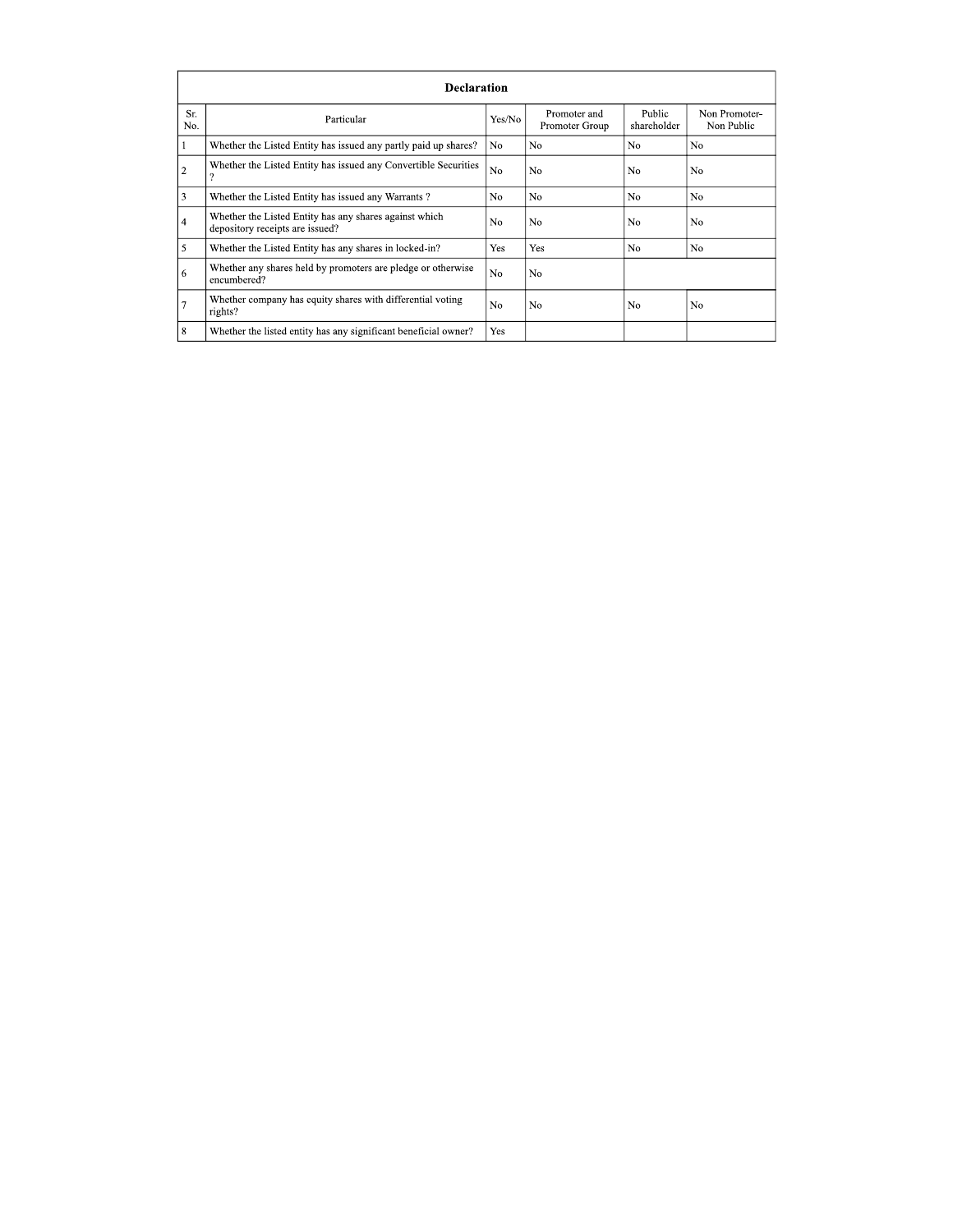| Declaration | | | | | |
|---|---|---|---|---|---|
| Sr. No. | Particular | Yes/No | Promoter and Promoter Group | Public shareholder | Non Promoter- Non Public |
| 1 | Whether the Listed Entity has issued any partly paid up shares? | No | No | No | No |
| 2 | Whether the Listed Entity has issued any Convertible Securities ? | No | No | No | No |
| 3 | Whether the Listed Entity has issued any Warrants ? | No | No | No | No |
| 4 | Whether the Listed Entity has any shares against which depository receipts are issued? | No | No | No | No |
| 5 | Whether the Listed Entity has any shares in locked-in? | Yes | Yes | No | No |
| 6 | Whether any shares held by promoters are pledge or otherwise encumbered? | No | No | | |
| 7 | Whether company has equity shares with differential voting rights? | No | No | No | No |
| 8 | Whether the listed entity has any significant beneficial owner? | Yes | | | |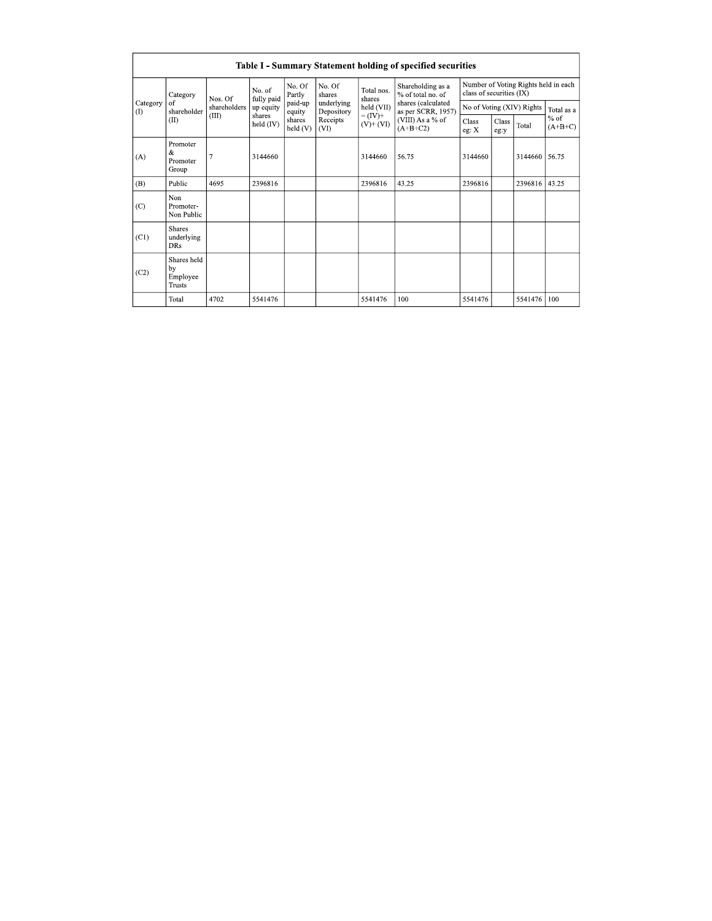| Table I - Summary Statement holding of specified securities | | | | | | | | | | | | |
|---|---|---|---|---|---|---|---|---|---|---|---|---|
| Category (I) | Category of shareholder (II) | Nos. Of shareholders (III) | No. of fully paid up equity shares held (IV) | No. Of Partly paid-up equity shares held (V) | No. Of shares underlying Depository Receipts (VI) | Total nos. shares held (VII) = (IV)+ (V)+ (VI) | Shareholding as a % of total no. of shares (calculated as per SCRR, 1957) (VIII) As a % of (A+B+C2) | Number of Voting Rights held in each class of securities (IX) | | | |
| | | | | | | | | No of Voting (XIV) Rights | | | Total as a % of (A+B+C) |
| | | | | | | | | Class eg: X | Class eg:y | Total | |
| (A) | Promoter & Promoter Group | 7 | 3144660 | | | 3144660 | 56.75 | 3144660 | | 3144660 | 56.75 |
| (B) | Public | 4695 | 2396816 | | | 2396816 | 43.25 | 2396816 | | 2396816 | 43.25 |
| (C) | Non Promoter- Non Public | | | | | | | | | | |
| (C1) | Shares underlying DRs | | | | | | | | | | |
| (C2) | Shares held by Employee Trusts | | | | | | | | | | |
| | Total | 4702 | 5541476 | | | 5541476 | 100 | 5541476 | | 5541476 | 100 |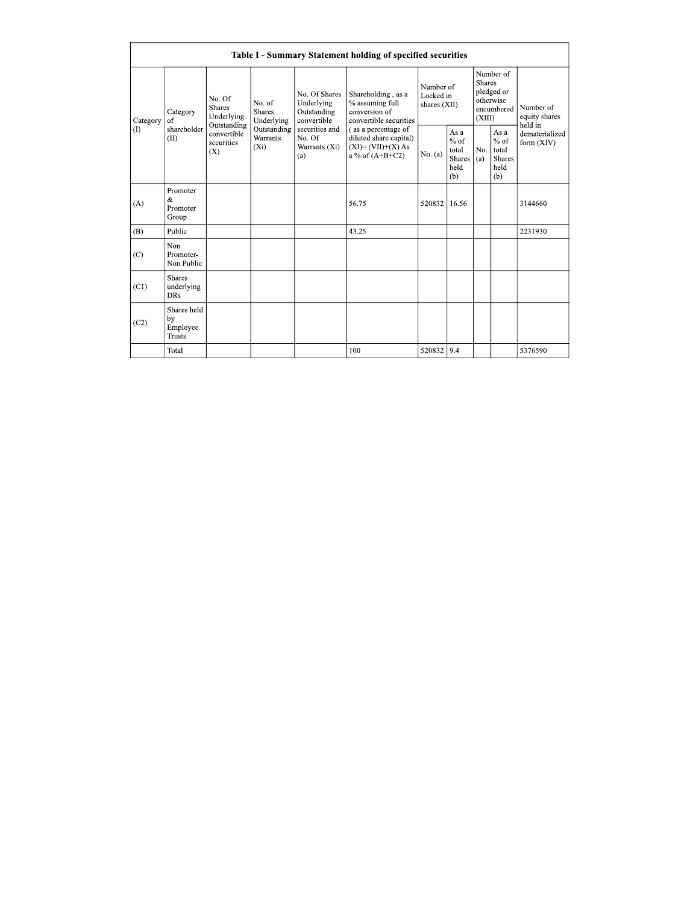| Table I - Summary Statement holding of specified securities | | | | | | | | | | |
|---|---|---|---|---|---|---|---|---|---|---|
| Category (I) | Category of shareholder (II) | No. Of Shares Underlying Outstanding convertible securities (X) | No. of Shares Underlying Outstanding Warrants (Xi) | No. Of Shares Underlying Outstanding convertible securities and No. Of Warrants (Xi) (a) | Shareholding , as a % assuming full conversion of convertible securities ( as a percentage of diluted share capital) (XI)= (VII)+(X) As a % of (A+B+C2) | Number of Locked in shares (XII) | | Number of Shares pledged or otherwise encumbered (XIII) | | Number of equity shares held in dematerialized form (XIV) |
| | | | | | | No. (a) | As a % of total Shares held (b) | No. (a) | As a % of total Shares held (b) | |
| (A) | Promoter & Promoter Group | | | | 56.75 | 520832 | 16.56 | | | 3144660 |
| (B) | Public | | | | 43.25 | | | | | 2231930 |
| (C) | Non Promoter- Non Public | | | | | | | | | |
| (C1) | Shares underlying DRs | | | | | | | | | |
| (C2) | Shares held by Employee Trusts | | | | | | | | | |
| | Total | | | | 100 | 520832 | 9.4 | | | 5376590 |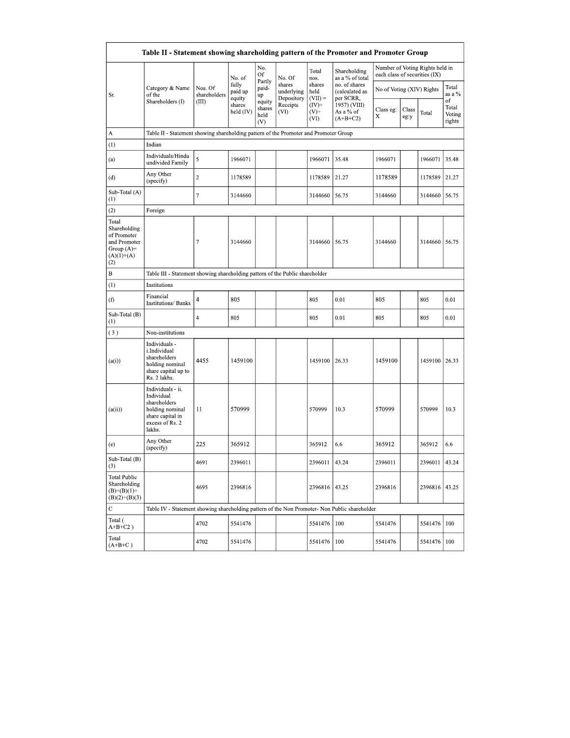| Table II - Statement showing shareholding pattern of the Promoter and Promoter Group | | | | | | | | | | | | |
|---|---|---|---|---|---|---|---|---|---|---|---|---|
| Sr. | Category & Name of the Shareholders (I) | Nos. Of shareholders (III) | No. of fully paid up equity shares held (IV) | No. Of Partly paid-up equity shares held (V) | No. Of shares underlying Depository Receipts (VI) | Total nos. shares held (VII) = (IV)+ (V)+ (VI) | Shareholding as a % of total no. of shares (calculated as per SCRR, 1957) (VIII) As a % of (A+B+C2) | Number of Voting Rights held in each class of securities (IX) | | | |
| | | | | | | | | No of Voting (XIV) Rights | | | Total as a % of Total Voting rights |
| | | | | | | | | Class eg: X | Class eg:y | Total | |
| A | Table II - Statement showing shareholding pattern of the Promoter and Promoter Group | | | | | | | | | | |
| (1) | Indian | | | | | | | | | | |
| (a) | Individuals/Hindu undivided Family | 5 | 1966071 | | | 1966071 | 35.48 | 1966071 | | 1966071 | 35.48 |
| (d) | Any Other (specify) | 2 | 1178589 | | | 1178589 | 21.27 | 1178589 | | 1178589 | 21.27 |
| Sub-Total (A) (1) | | 7 | 3144660 | | | 3144660 | 56.75 | 3144660 | | 3144660 | 56.75 |
| (2) | Foreign | | | | | | | | | | |
| Total Shareholding of Promoter and Promoter Group (A)=(A)(1)+(A)(2) | | 7 | 3144660 | | | 3144660 | 56.75 | 3144660 | | 3144660 | 56.75 |
| B | Table III - Statement showing shareholding pattern of the Public shareholder | | | | | | | | | | |
| (1) | Institutions | | | | | | | | | | |
| (f) | Financial Institutions/ Banks | 4 | 805 | | | 805 | 0.01 | 805 | | 805 | 0.01 |
| Sub-Total (B) (1) | | 4 | 805 | | | 805 | 0.01 | 805 | | 805 | 0.01 |
| (3) | Non-institutions | | | | | | | | | | |
| (a(i)) | Individuals - i.Individual shareholders holding nominal share capital up to Rs. 2 lakhs. | 4455 | 1459100 | | | 1459100 | 26.33 | 1459100 | | 1459100 | 26.33 |
| (a(ii)) | Individuals - ii. Individual shareholders holding nominal share capital in excess of Rs. 2 lakhs. | 11 | 570999 | | | 570999 | 10.3 | 570999 | | 570999 | 10.3 |
| (e) | Any Other (specify) | 225 | 365912 | | | 365912 | 6.6 | 365912 | | 365912 | 6.6 |
| Sub-Total (B) (3) | | 4691 | 2396011 | | | 2396011 | 43.24 | 2396011 | | 2396011 | 43.24 |
| Total Public Shareholding (B)=(B)(1)+(B)(2)+(B)(3) | | 4695 | 2396816 | | | 2396816 | 43.25 | 2396816 | | 2396816 | 43.25 |
| C | Table IV - Statement showing shareholding pattern of the Non Promoter- Non Public shareholder | | | | | | | | | | |
| Total ( A+B+C2 ) | | 4702 | 5541476 | | | 5541476 | 100 | 5541476 | | 5541476 | 100 |
| Total (A+B+C ) | | 4702 | 5541476 | | | 5541476 | 100 | 5541476 | | 5541476 | 100 |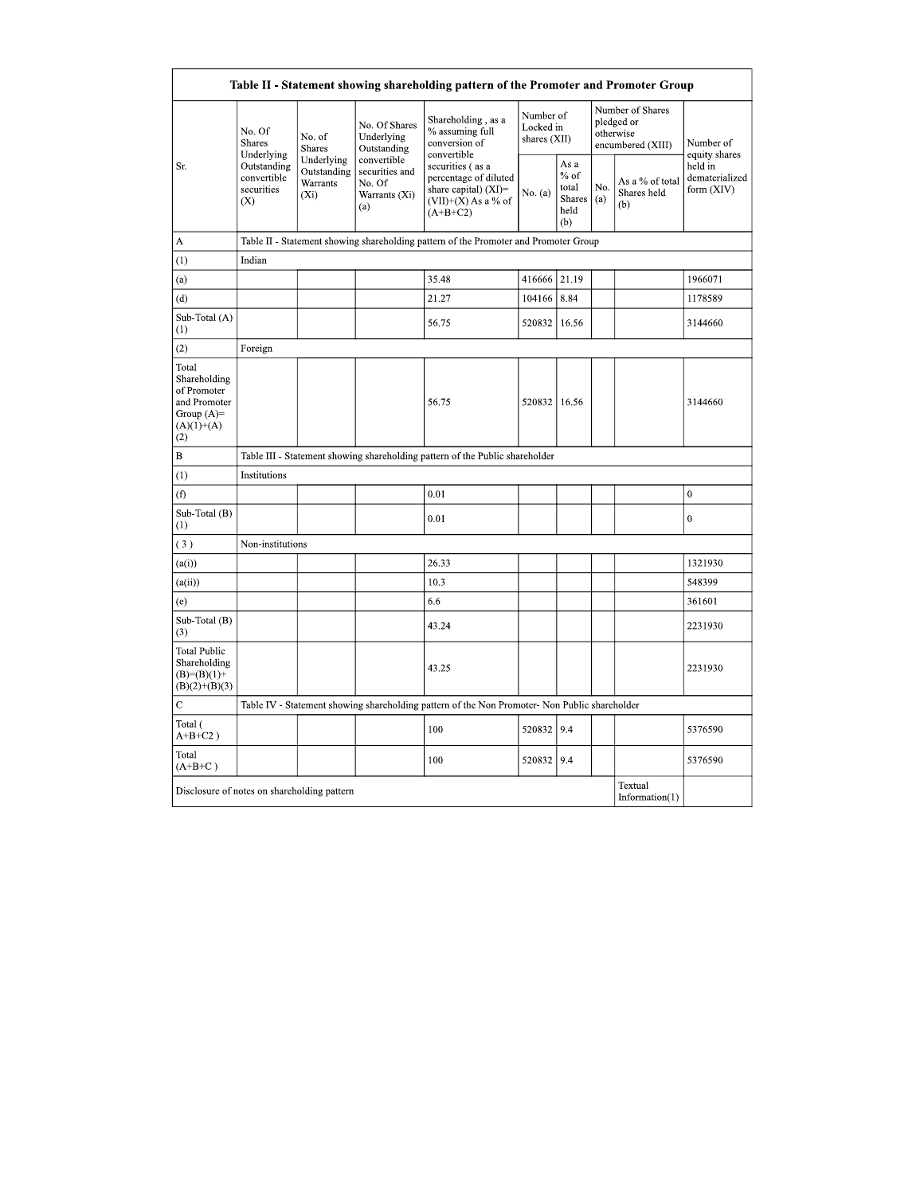| Table II - Statement showing shareholding pattern of the Promoter and Promoter Group | | | | | | | | | |
|---|---|---|---|---|---|---|---|---|---|
| Sr. | No. Of Shares Underlying Outstanding convertible securities (X) | No. of Shares Underlying Outstanding Warrants (Xi) | No. Of Shares Underlying Outstanding convertible securities and No. Of Warrants (Xi) (a) | Shareholding , as a % assuming full conversion of convertible securities ( as a percentage of diluted share capital) (XI)= (VII)+(X) As a % of (A+B+C2) | Number of Locked in shares (XII) | | Number of Shares pledged or otherwise encumbered (XIII) | | Number of equity shares held in dematerialized form (XIV) |
| | | | | | No. (a) | As a % of total Shares held (b) | No. (a) | As a % of total Shares held (b) | |
| A | Table II - Statement showing shareholding pattern of the Promoter and Promoter Group | | | | | | | | |
| (1) | Indian | | | | | | | | |
| (a) | | | | 35.48 | 416666 | 21.19 | | | 1966071 |
| (d) | | | | 21.27 | 104166 | 8.84 | | | 1178589 |
| Sub-Total (A) (1) | | | | 56.75 | 520832 | 16.56 | | | 3144660 |
| (2) | Foreign | | | | | | | | |
| Total Shareholding of Promoter and Promoter Group (A)= (A)(1)+(A)(2) | | | | 56.75 | 520832 | 16.56 | | | 3144660 |
| B | Table III - Statement showing shareholding pattern of the Public shareholder | | | | | | | | |
| (1) | Institutions | | | | | | | | |
| (f) | | | | 0.01 | | | | | 0 |
| Sub-Total (B) (1) | | | | 0.01 | | | | | 0 |
| ( 3 ) | Non-institutions | | | | | | | | |
| (a(i)) | | | | 26.33 | | | | | 1321930 |
| (a(ii)) | | | | 10.3 | | | | | 548399 |
| (e) | | | | 6.6 | | | | | 361601 |
| Sub-Total (B) (3) | | | | 43.24 | | | | | 2231930 |
| Total Public Shareholding (B)=(B)(1)+(B)(2)+(B)(3) | | | | 43.25 | | | | | 2231930 |
| C | Table IV - Statement showing shareholding pattern of the Non Promoter- Non Public shareholder | | | | | | | | |
| Total ( A+B+C2 ) | | | | 100 | 520832 | 9.4 | | | 5376590 |
| Total (A+B+C ) | | | | 100 | 520832 | 9.4 | | | 5376590 |
| Disclosure of notes on shareholding pattern | | | | | | | | Textual Information(1) | |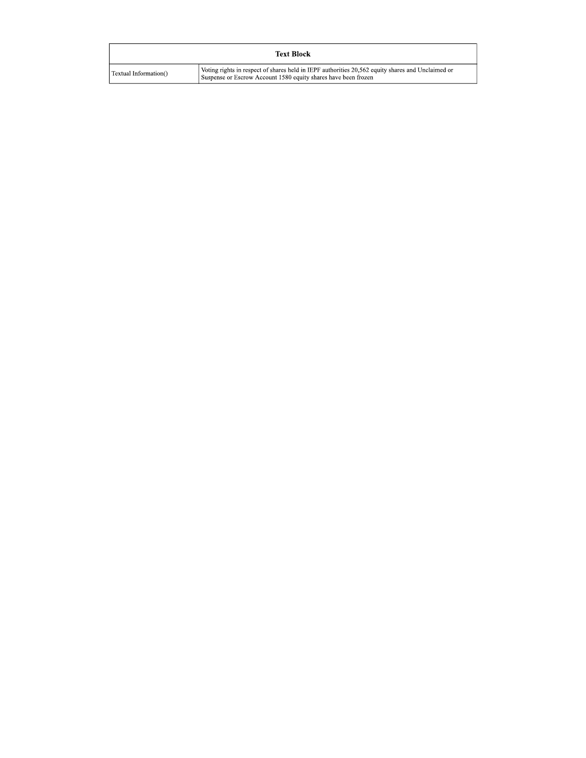| Text Block | |
|---|---|
| Textual Information() | Voting rights in respect of shares held in IEPF authorities 20,562 equity shares and Unclaimed or Suspense or Escrow Account 1580 equity shares have been frozen |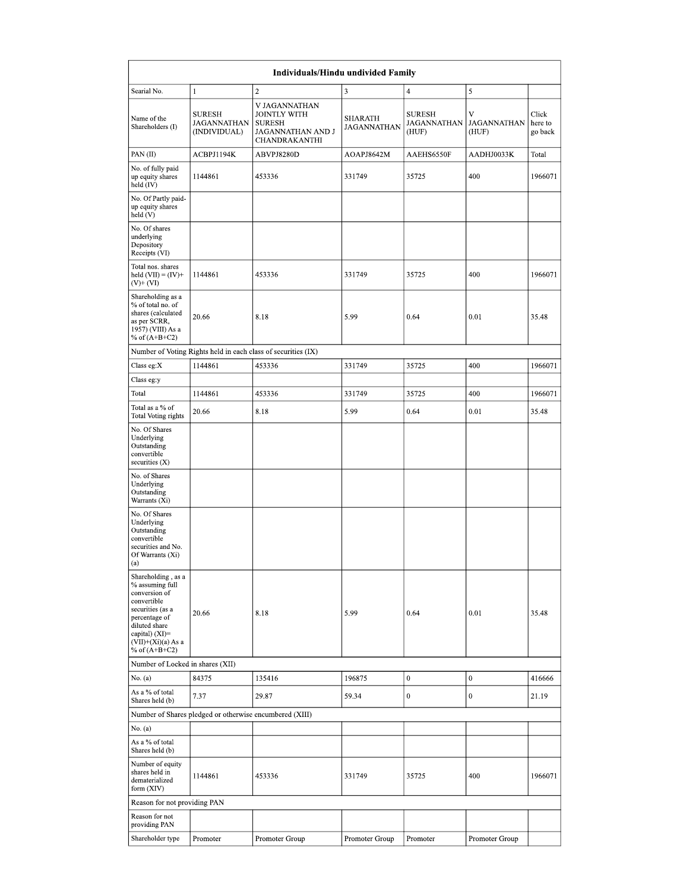| Individuals/Hindu undivided Family | | | | | | |
|---|---|---|---|---|---|---|
| Searial No. | 1 | 2 | 3 | 4 | 5 | |
| Name of the Shareholders (I) | SURESH JAGANNATHAN (INDIVIDUAL) | V JAGANNATHAN JOINTLY WITH SURESH JAGANNATHAN AND J CHANDRAKANTHI | SHARATH JAGANNATHAN | SURESH JAGANNATHAN (HUF) | V JAGANNATHAN (HUF) | Click here to go back |
| PAN (II) | ACBPJ1194K | ABVPJ8280D | AOAPJ8642M | AAEHS6550F | AADHJ0033K | Total |
| No. of fully paid up equity shares held (IV) | 1144861 | 453336 | 331749 | 35725 | 400 | 1966071 |
| No. Of Partly paid-up equity shares held (V) | | | | | | |
| No. Of shares underlying Depository Receipts (VI) | | | | | | |
| Total nos. shares held (VII) = (IV)+ (V)+ (VI) | 1144861 | 453336 | 331749 | 35725 | 400 | 1966071 |
| Shareholding as a % of total no. of shares (calculated as per SCRR, 1957) (VIII) As a % of (A+B+C2) | 20.66 | 8.18 | 5.99 | 0.64 | 0.01 | 35.48 |
| Number of Voting Rights held in each class of securities (IX) | | | | | | |
| Class eg:X | 1144861 | 453336 | 331749 | 35725 | 400 | 1966071 |
| Class eg:y | | | | | | |
| Total | 1144861 | 453336 | 331749 | 35725 | 400 | 1966071 |
| Total as a % of Total Voting rights | 20.66 | 8.18 | 5.99 | 0.64 | 0.01 | 35.48 |
| No. Of Shares Underlying Outstanding convertible securities (X) | | | | | | |
| No. of Shares Underlying Outstanding Warrants (Xi) | | | | | | |
| No. Of Shares Underlying Outstanding convertible securities and No. Of Warrants (Xi) (a) | | | | | | |
| Shareholding , as a % assuming full conversion of convertible securities (as a percentage of diluted share capital) (XI)= (VII)+(Xi)(a) As a % of (A+B+C2) | 20.66 | 8.18 | 5.99 | 0.64 | 0.01 | 35.48 |
| Number of Locked in shares (XII) | | | | | | |
| No. (a) | 84375 | 135416 | 196875 | 0 | 0 | 416666 |
| As a % of total Shares held (b) | 7.37 | 29.87 | 59.34 | 0 | 0 | 21.19 |
| Number of Shares pledged or otherwise encumbered (XIII) | | | | | | |
| No. (a) | | | | | | |
| As a % of total Shares held (b) | | | | | | |
| Number of equity shares held in dematerialized form (XIV) | 1144861 | 453336 | 331749 | 35725 | 400 | 1966071 |
| Reason for not providing PAN | | | | | | |
| Reason for not providing PAN | | | | | | |
| Shareholder type | Promoter | Promoter Group | Promoter Group | Promoter | Promoter Group | |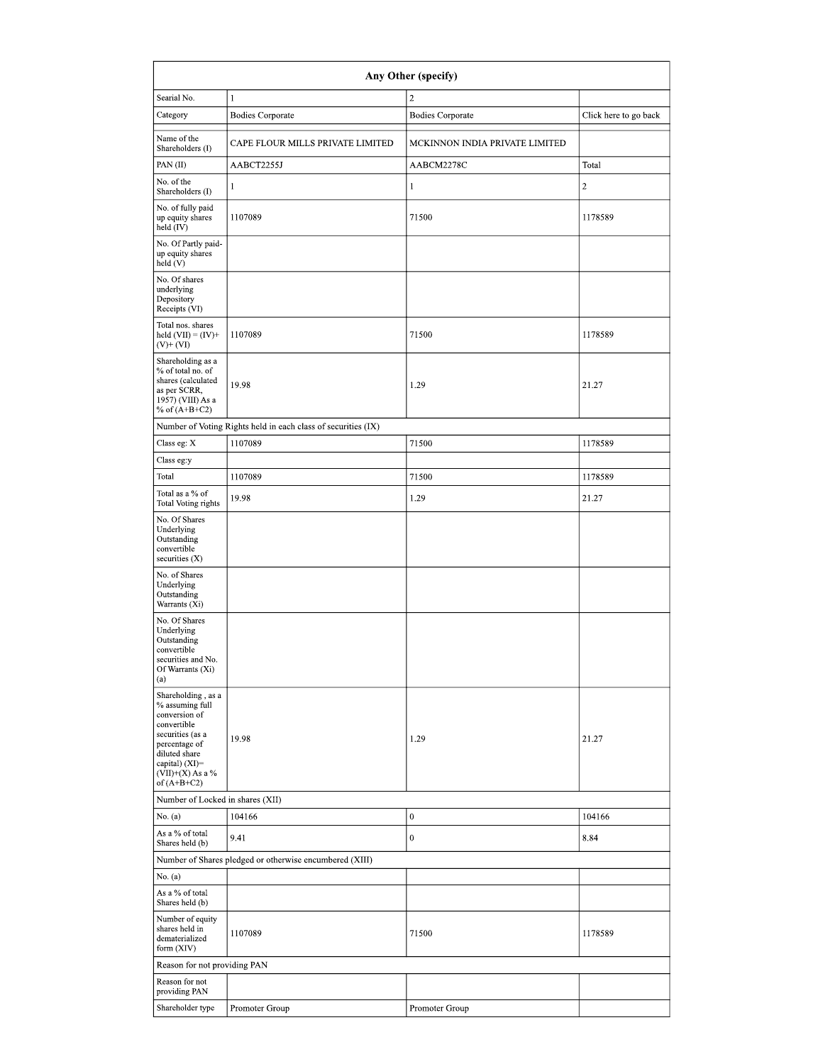| Any Other (specify) | | | |
|---|---|---|---|
| Searial No. | 1 | 2 | |
| Category | Bodies Corporate | Bodies Corporate | Click here to go back |
| Name of the Shareholders (I) | CAPE FLOUR MILLS PRIVATE LIMITED | MCKINNON INDIA PRIVATE LIMITED | |
| PAN (II) | AABCT2255J | AABCM2278C | Total |
| No. of the Shareholders (I) | 1 | 1 | 2 |
| No. of fully paid up equity shares held (IV) | 1107089 | 71500 | 1178589 |
| No. Of Partly paid-up equity shares held (V) | | | |
| No. Of shares underlying Depository Receipts (VI) | | | |
| Total nos. shares held (VII) = (IV)+ (V)+ (VI) | 1107089 | 71500 | 1178589 |
| Shareholding as a % of total no. of shares (calculated as per SCRR, 1957) (VIII) As a % of (A+B+C2) | 19.98 | 1.29 | 21.27 |
| Number of Voting Rights held in each class of securities (IX) | | | |
| Class eg: X | 1107089 | 71500 | 1178589 |
| Class eg:y | | | |
| Total | 1107089 | 71500 | 1178589 |
| Total as a % of Total Voting rights | 19.98 | 1.29 | 21.27 |
| No. Of Shares Underlying Outstanding convertible securities (X) | | | |
| No. of Shares Underlying Outstanding Warrants (Xi) | | | |
| No. Of Shares Underlying Outstanding convertible securities and No. Of Warrants (Xi) (a) | | | |
| Shareholding , as a % assuming full conversion of convertible securities (as a percentage of diluted share capital) (XI)= (VII)+(X) As a % of (A+B+C2) | 19.98 | 1.29 | 21.27 |
| Number of Locked in shares (XII) | | | |
| No. (a) | 104166 | 0 | 104166 |
| As a % of total Shares held (b) | 9.41 | 0 | 8.84 |
| Number of Shares pledged or otherwise encumbered (XIII) | | | |
| No. (a) | | | |
| As a % of total Shares held (b) | | | |
| Number of equity shares held in dematerialized form (XIV) | 1107089 | 71500 | 1178589 |
| Reason for not providing PAN | | | |
| Reason for not providing PAN | | | |
| Shareholder type | Promoter Group | Promoter Group | |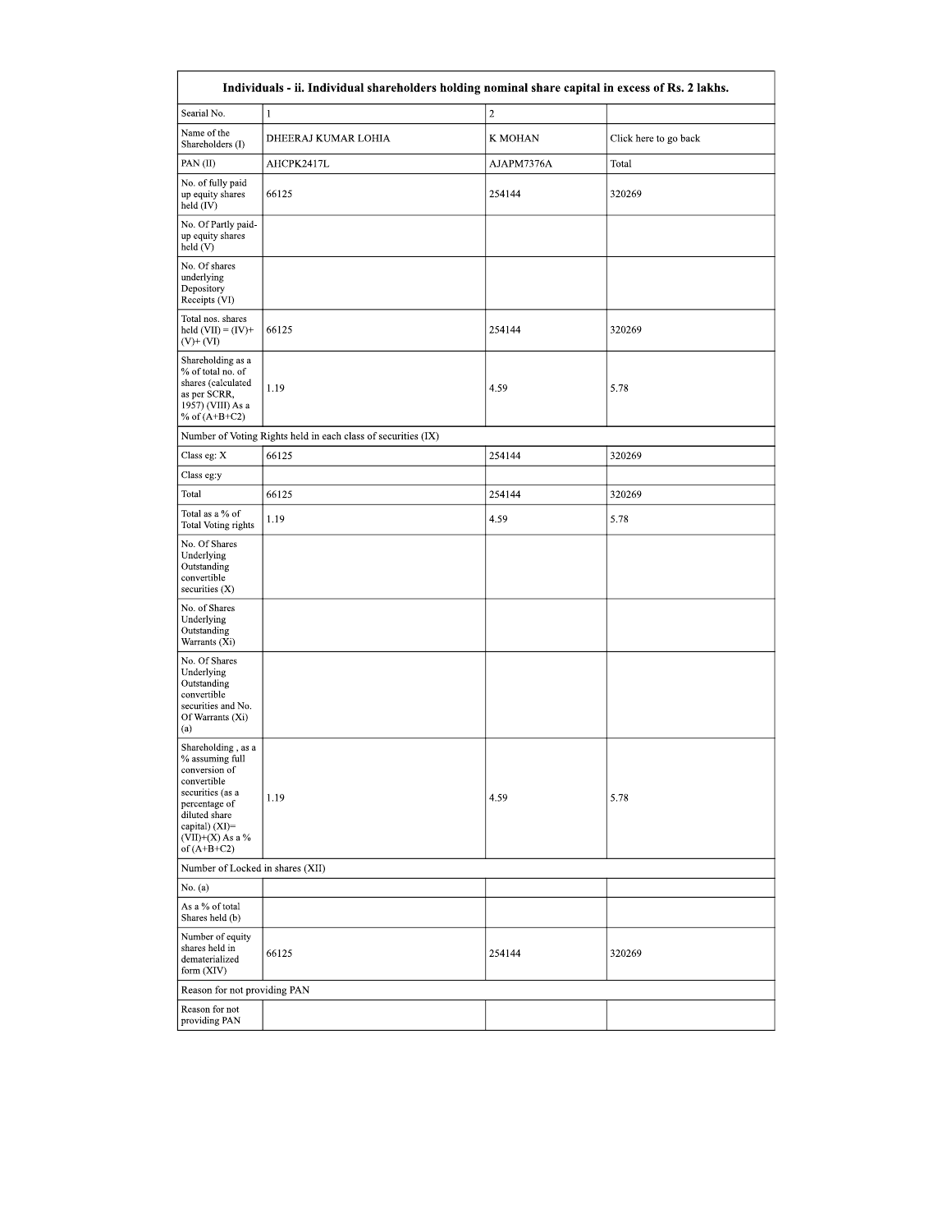| Individuals - ii. Individual shareholders holding nominal share capital in excess of Rs. 2 lakhs. | | | |
|---|---|---|---|
| Searial No. | 1 | 2 | |
| Name of the Shareholders (I) | DHEERAJ KUMAR LOHIA | K MOHAN | Click here to go back |
| PAN (II) | AHCPK2417L | AJAPM7376A | Total |
| No. of fully paid up equity shares held (IV) | 66125 | 254144 | 320269 |
| No. Of Partly paid-up equity shares held (V) | | | |
| No. Of shares underlying Depository Receipts (VI) | | | |
| Total nos. shares held (VII) = (IV)+ (V)+ (VI) | 66125 | 254144 | 320269 |
| Shareholding as a % of total no. of shares (calculated as per SCRR, 1957) (VIII) As a % of (A+B+C2) | 1.19 | 4.59 | 5.78 |
| Number of Voting Rights held in each class of securities (IX) | | | |
| Class eg: X | 66125 | 254144 | 320269 |
| Class eg:y | | | |
| Total | 66125 | 254144 | 320269 |
| Total as a % of Total Voting rights | 1.19 | 4.59 | 5.78 |
| No. Of Shares Underlying Outstanding convertible securities (X) | | | |
| No. of Shares Underlying Outstanding Warrants (Xi) | | | |
| No. Of Shares Underlying Outstanding convertible securities and No. Of Warrants (Xi) (a) | | | |
| Shareholding , as a % assuming full conversion of convertible securities (as a percentage of diluted share capital) (XI)= (VII)+(X) As a % of (A+B+C2) | 1.19 | 4.59 | 5.78 |
| Number of Locked in shares (XII) | | | |
| No. (a) | | | |
| As a % of total Shares held (b) | | | |
| Number of equity shares held in dematerialized form (XIV) | 66125 | 254144 | 320269 |
| Reason for not providing PAN | | | |
| Reason for not providing PAN | | | |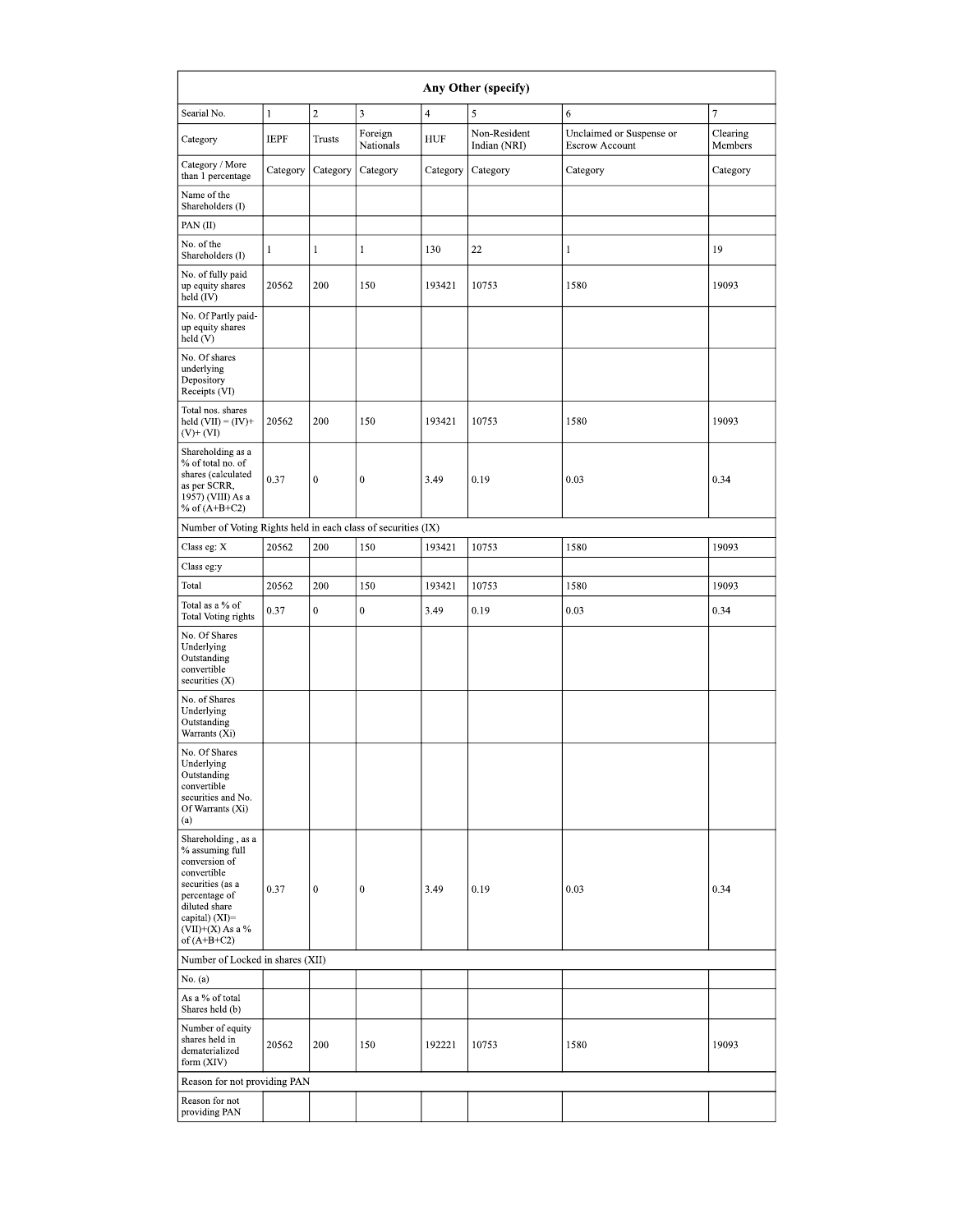| Any Other (specify) | | | | | | | |
|---|---|---|---|---|---|---|---|
| Searial No. | 1 | 2 | 3 | 4 | 5 | 6 | 7 |
| Category | IEPF | Trusts | Foreign Nationals | HUF | Non-Resident Indian (NRI) | Unclaimed or Suspense or Escrow Account | Clearing Members |
| Category / More than 1 percentage | Category | Category | Category | Category | Category | Category | Category |
| Name of the Shareholders (I) | | | | | | | |
| PAN (II) | | | | | | | |
| No. of the Shareholders (I) | 1 | 1 | 1 | 130 | 22 | 1 | 19 |
| No. of fully paid up equity shares held (IV) | 20562 | 200 | 150 | 193421 | 10753 | 1580 | 19093 |
| No. Of Partly paid-up equity shares held (V) | | | | | | | |
| No. Of shares underlying Depository Receipts (VI) | | | | | | | |
| Total nos. shares held (VII) = (IV)+ (V)+ (VI) | 20562 | 200 | 150 | 193421 | 10753 | 1580 | 19093 |
| Shareholding as a % of total no. of shares (calculated as per SCRR, 1957) (VIII) As a % of (A+B+C2) | 0.37 | 0 | 0 | 3.49 | 0.19 | 0.03 | 0.34 |
| Number of Voting Rights held in each class of securities (IX) | | | | | | | |
| Class eg: X | 20562 | 200 | 150 | 193421 | 10753 | 1580 | 19093 |
| Class eg:y | | | | | | | |
| Total | 20562 | 200 | 150 | 193421 | 10753 | 1580 | 19093 |
| Total as a % of Total Voting rights | 0.37 | 0 | 0 | 3.49 | 0.19 | 0.03 | 0.34 |
| No. Of Shares Underlying Outstanding convertible securities (X) | | | | | | | |
| No. of Shares Underlying Outstanding Warrants (Xi) | | | | | | | |
| No. Of Shares Underlying Outstanding convertible securities and No. Of Warrants (Xi) (a) | | | | | | | |
| Shareholding , as a % assuming full conversion of convertible securities (as a percentage of diluted share capital) (XI)= (VII)+(X) As a % of (A+B+C2) | 0.37 | 0 | 0 | 3.49 | 0.19 | 0.03 | 0.34 |
| Number of Locked in shares (XII) | | | | | | | |
| No. (a) | | | | | | | |
| As a % of total Shares held (b) | | | | | | | |
| Number of equity shares held in dematerialized form (XIV) | 20562 | 200 | 150 | 192221 | 10753 | 1580 | 19093 |
| Reason for not providing PAN | | | | | | | |
| Reason for not providing PAN | | | | | | | |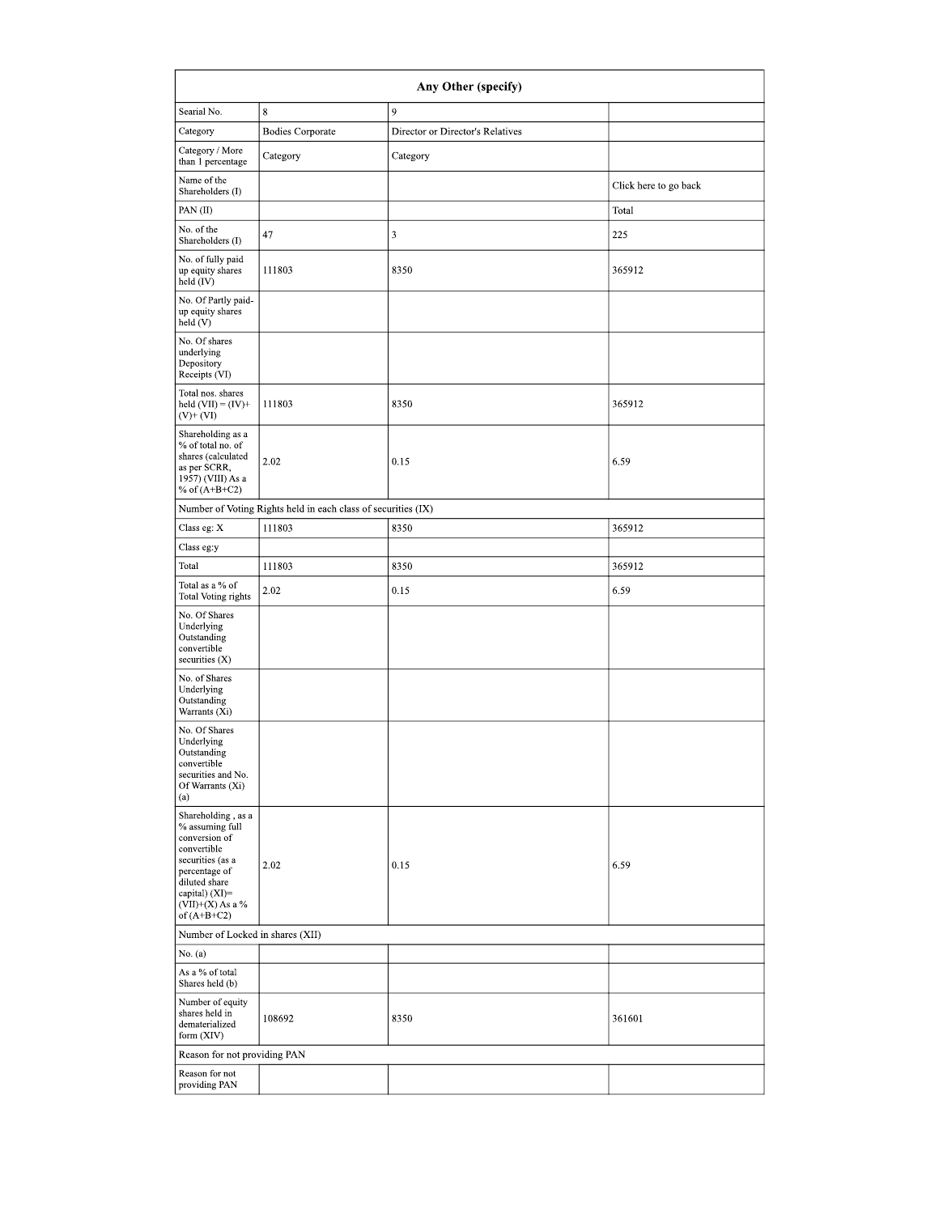| Any Other (specify) | | | |
|---|---|---|---|
| Searial No. | 8 | 9 | |
| Category | Bodies Corporate | Director or Director's Relatives | |
| Category / More than 1 percentage | Category | Category | |
| Name of the Shareholders (I) | | | Click here to go back |
| PAN (II) | | | Total |
| No. of the Shareholders (I) | 47 | 3 | 225 |
| No. of fully paid up equity shares held (IV) | 111803 | 8350 | 365912 |
| No. Of Partly paid-up equity shares held (V) | | | |
| No. Of shares underlying Depository Receipts (VI) | | | |
| Total nos. shares held (VII) = (IV)+ (V)+ (VI) | 111803 | 8350 | 365912 |
| Shareholding as a % of total no. of shares (calculated as per SCRR, 1957) (VIII) As a % of (A+B+C2) | 2.02 | 0.15 | 6.59 |
| Number of Voting Rights held in each class of securities (IX) | | | |
| Class eg: X | 111803 | 8350 | 365912 |
| Class eg:y | | | |
| Total | 111803 | 8350 | 365912 |
| Total as a % of Total Voting rights | 2.02 | 0.15 | 6.59 |
| No. Of Shares Underlying Outstanding convertible securities (X) | | | |
| No. of Shares Underlying Outstanding Warrants (Xi) | | | |
| No. Of Shares Underlying Outstanding convertible securities and No. Of Warrants (Xi) (a) | | | |
| Shareholding , as a % assuming full conversion of convertible securities (as a percentage of diluted share capital) (XI)= (VII)+(X) As a % of (A+B+C2) | 2.02 | 0.15 | 6.59 |
| Number of Locked in shares (XII) | | | |
| No. (a) | | | |
| As a % of total Shares held (b) | | | |
| Number of equity shares held in dematerialized form (XIV) | 108692 | 8350 | 361601 |
| Reason for not providing PAN | | | |
| Reason for not providing PAN | | | |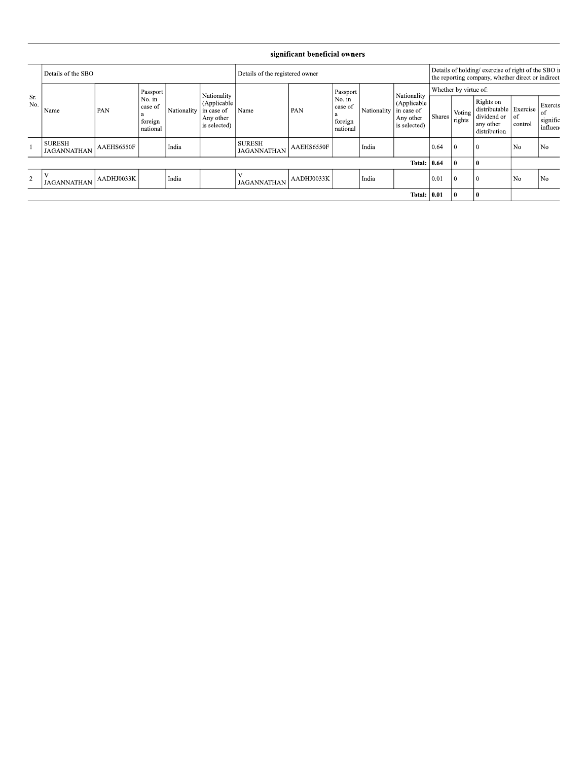**significant beneficial owners**

| Sr. No. | Details of the SBO | | | | | Details of the registered owner | | | | | Details of holding/ exercise of right of the SBO i[n] the reporting company, whether direct or indirect | | | | |
|---|---|---|---|---|---|---|---|---|---|---|---|---|---|---|---|
| | | | | | | | | | | | Whether by virtue of: | | | | |
| | Name | PAN | Passport No. in case of a foreign national | Nationality | Nationality (Applicable in case of Any other is selected) | Name | PAN | Passport No. in case of a foreign national | Nationality | Nationality (Applicable in case of Any other is selected) | Shares | Voting rights | Rights on distributable dividend or any other distribution | Exercise of control | Exercis[e] of signific[ant] influen[ce] |
| 1 | SURESH JAGANNATHAN | AAEHS6550F | | India | | SURESH JAGANNATHAN | AAEHS6550F | | India | | 0.64 | 0 | 0 | No | No |
| | | | | | | | | | | **Total:** | **0.64** | **0** | **0** | | |
| 2 | V JAGANNATHAN | AADHJ0033K | | India | | V JAGANNATHAN | AADHJ0033K | | India | | 0.01 | 0 | 0 | No | No |
| | | | | | | | | | | **Total:** | **0.01** | **0** | **0** | | |